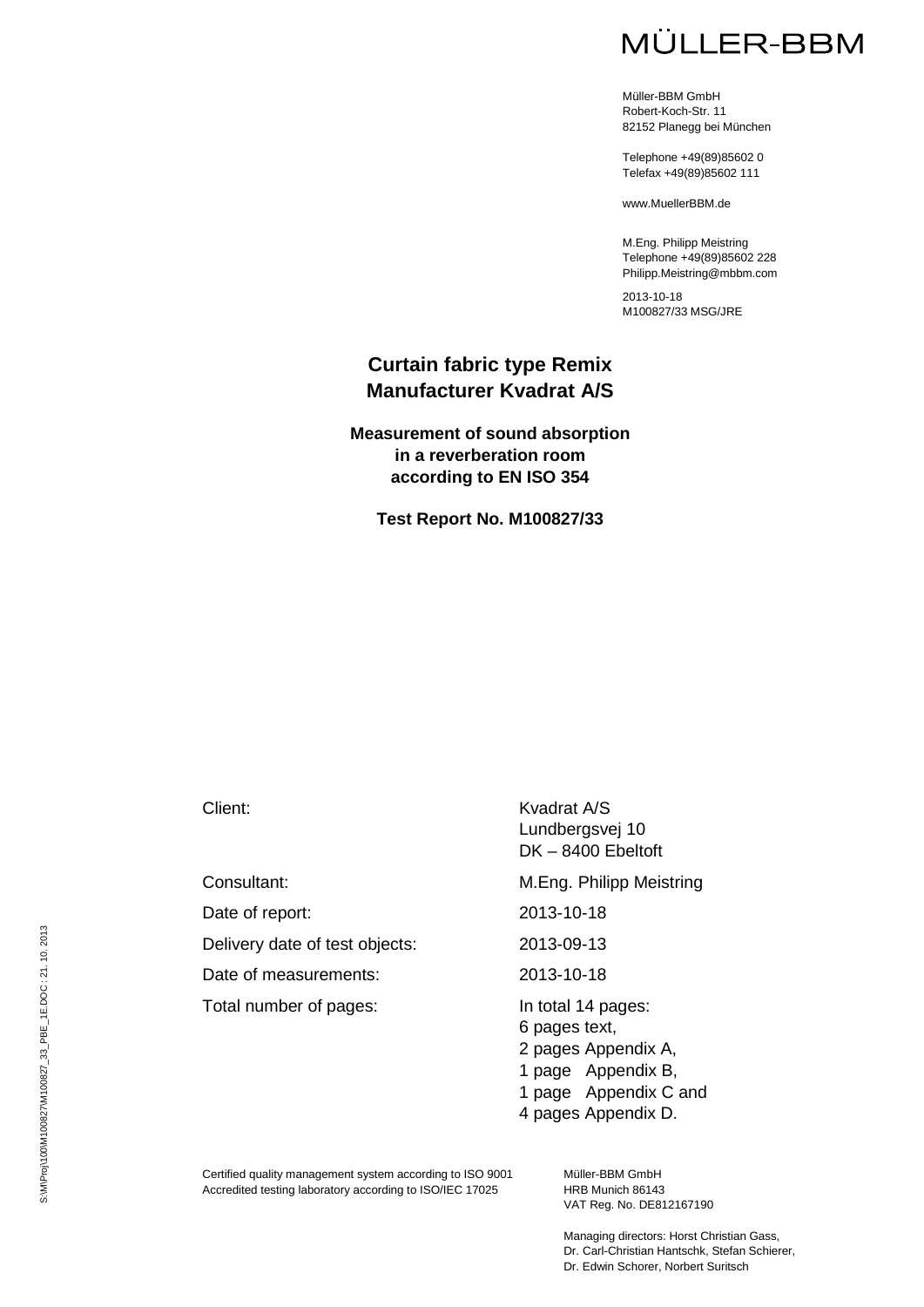MÜLLER-BBM

Müller-BBM GmbH
Robert-Koch-Str. 11
82152 Planegg bei München

Telephone +49(89)85602 0
Telefax +49(89)85602 111

www.MuellerBBM.de

M.Eng. Philipp Meistring
Telephone +49(89)85602 228
Philipp.Meistring@mbbm.com

2013-10-18
M100827/33 MSG/JRE

# Curtain fabric type Remix
# Manufacturer Kvadrat A/S

## Measurement of sound absorption in a reverberation room according to EN ISO 354

## Test Report No. M100827/33

| | |
|---|---|
| Client: | Kvadrat A/S<br>Lundbergsvej 10<br>DK – 8400 Ebeltoft |
| Consultant: | M.Eng. Philipp Meistring |
| Date of report: | 2013-10-18 |
| Delivery date of test objects: | 2013-09-13 |
| Date of measurements: | 2013-10-18 |
| Total number of pages: | In total 14 pages:<br>6 pages text,<br>2 pages Appendix A,<br>1 page Appendix B,<br>1 page Appendix C and<br>4 pages Appendix D. |

S:\M\Proj\100\M100827\M100827_33_PBE_1E.DOC : 21. 10. 2013

Certified quality management system according to ISO 9001
Accredited testing laboratory according to ISO/IEC 17025

Müller-BBM GmbH
HRB Munich 86143
VAT Reg. No. DE812167190

Managing directors: Horst Christian Gass, Dr. Carl-Christian Hantschk, Stefan Schierer, Dr. Edwin Schorer, Norbert Suritsch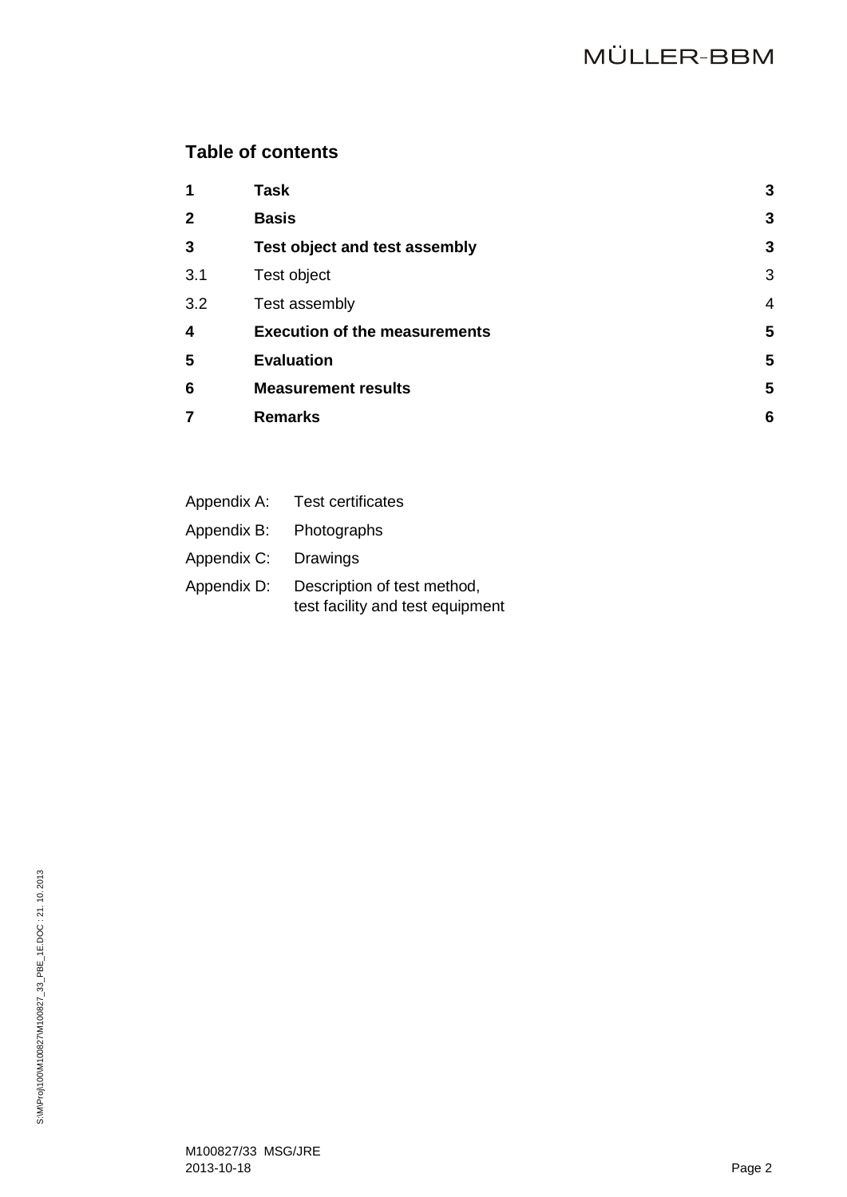## Table of contents

| | | |
|---|---|---|
| **1** | **Task** | **3** |
| **2** | **Basis** | **3** |
| **3** | **Test object and test assembly** | **3** |
| 3.1 | Test object | 3 |
| 3.2 | Test assembly | 4 |
| **4** | **Execution of the measurements** | **5** |
| **5** | **Evaluation** | **5** |
| **6** | **Measurement results** | **5** |
| **7** | **Remarks** | **6** |

Appendix A: Test certificates

Appendix B: Photographs

Appendix C: Drawings

Appendix D: Description of test method, test facility and test equipment

M100827/33 MSG/JRE
2013-10-18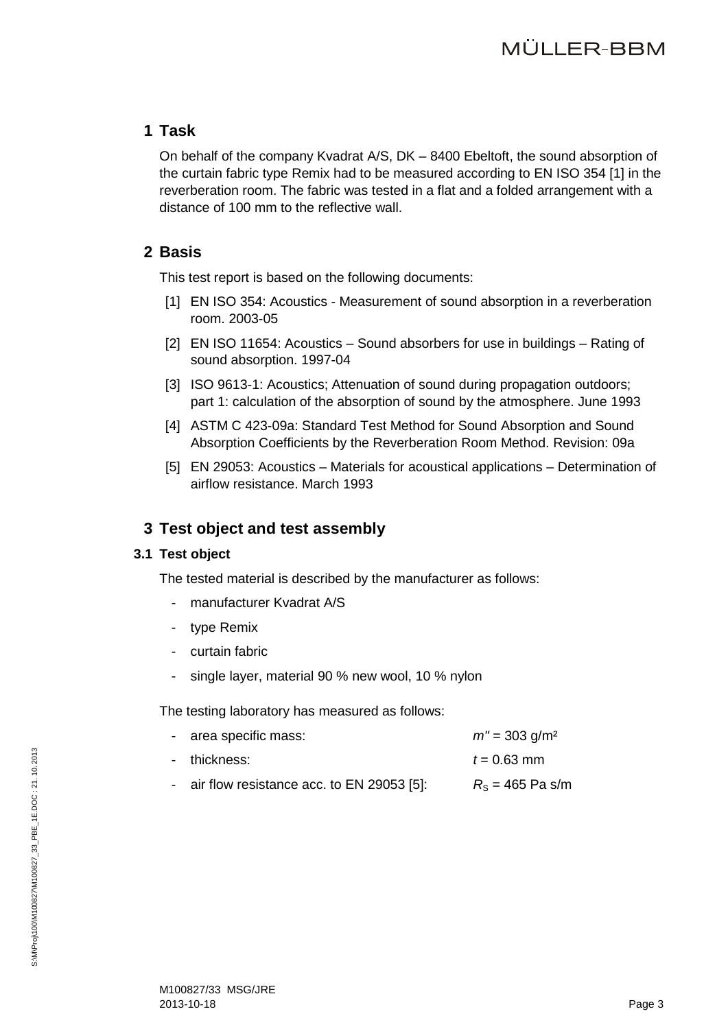# 1 Task

On behalf of the company Kvadrat A/S, DK – 8400 Ebeltoft, the sound absorption of the curtain fabric type Remix had to be measured according to EN ISO 354 [1] in the reverberation room. The fabric was tested in a flat and a folded arrangement with a distance of 100 mm to the reflective wall.

# 2 Basis

This test report is based on the following documents:

[1] EN ISO 354: Acoustics - Measurement of sound absorption in a reverberation room. 2003-05

[2] EN ISO 11654: Acoustics – Sound absorbers for use in buildings – Rating of sound absorption. 1997-04

[3] ISO 9613-1: Acoustics; Attenuation of sound during propagation outdoors; part 1: calculation of the absorption of sound by the atmosphere. June 1993

[4] ASTM C 423-09a: Standard Test Method for Sound Absorption and Sound Absorption Coefficients by the Reverberation Room Method. Revision: 09a

[5] EN 29053: Acoustics – Materials for acoustical applications – Determination of airflow resistance. March 1993

# 3 Test object and test assembly

## 3.1 Test object

The tested material is described by the manufacturer as follows:

- manufacturer Kvadrat A/S
- type Remix
- curtain fabric
- single layer, material 90 % new wool, 10 % nylon

The testing laboratory has measured as follows:

- area specific mass: $m'' = 303$ g/m²
- thickness: $t = 0.63$ mm
- air flow resistance acc. to EN 29053 [5]: $R_S = 465$ Pa s/m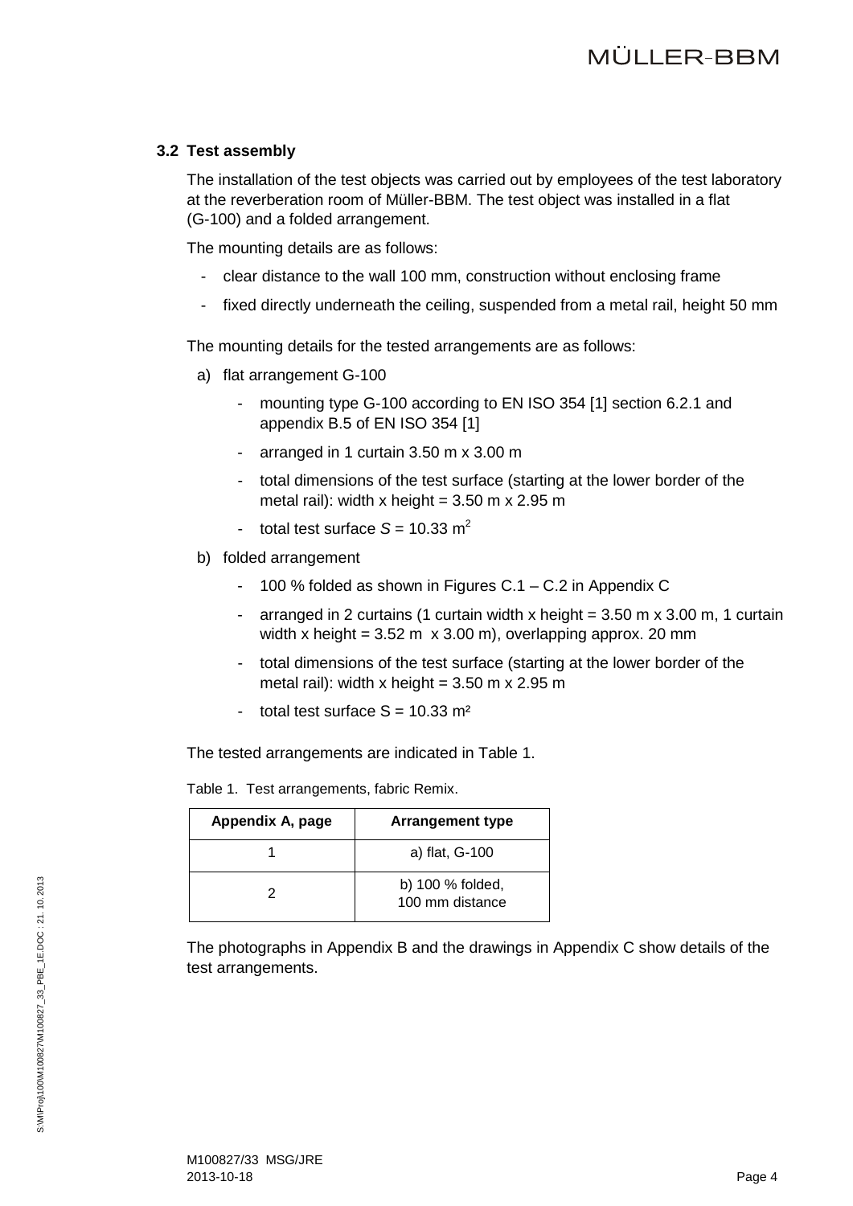## 3.2 Test assembly

The installation of the test objects was carried out by employees of the test laboratory at the reverberation room of Müller-BBM. The test object was installed in a flat (G-100) and a folded arrangement.

The mounting details are as follows:

- clear distance to the wall 100 mm, construction without enclosing frame
- fixed directly underneath the ceiling, suspended from a metal rail, height 50 mm

The mounting details for the tested arrangements are as follows:

a) flat arrangement G-100
   - mounting type G-100 according to EN ISO 354 [1] section 6.2.1 and appendix B.5 of EN ISO 354 [1]
   - arranged in 1 curtain 3.50 m x 3.00 m
   - total dimensions of the test surface (starting at the lower border of the metal rail): width x height = 3.50 m x 2.95 m
   - total test surface $S = 10.33\ m^2$

b) folded arrangement
   - 100 % folded as shown in Figures C.1 – C.2 in Appendix C
   - arranged in 2 curtains (1 curtain width x height = 3.50 m x 3.00 m, 1 curtain width x height = 3.52 m x 3.00 m), overlapping approx. 20 mm
   - total dimensions of the test surface (starting at the lower border of the metal rail): width x height = 3.50 m x 2.95 m
   - total test surface $S = 10.33\ m^2$

The tested arrangements are indicated in Table 1.

Table 1. Test arrangements, fabric Remix.

| Appendix A, page | Arrangement type |
|---|---|
| 1 | a) flat, G-100 |
| 2 | b) 100 % folded, 100 mm distance |

The photographs in Appendix B and the drawings in Appendix C show details of the test arrangements.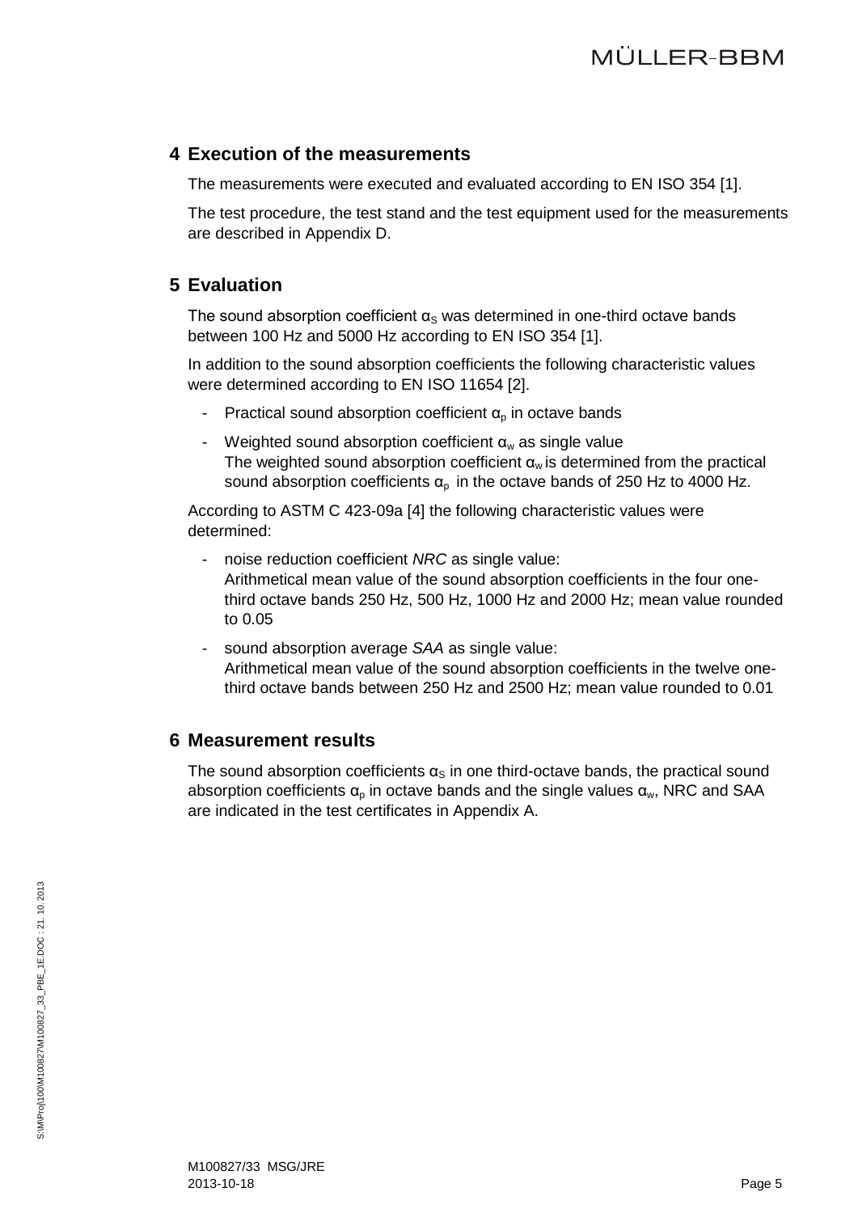## 4 Execution of the measurements

The measurements were executed and evaluated according to EN ISO 354 [1].

The test procedure, the test stand and the test equipment used for the measurements are described in Appendix D.

## 5 Evaluation

The sound absorption coefficient $\alpha_S$ was determined in one-third octave bands between 100 Hz and 5000 Hz according to EN ISO 354 [1].

In addition to the sound absorption coefficients the following characteristic values were determined according to EN ISO 11654 [2].

- Practical sound absorption coefficient $\alpha_p$ in octave bands
- Weighted sound absorption coefficient $\alpha_w$ as single value
  The weighted sound absorption coefficient $\alpha_w$ is determined from the practical sound absorption coefficients $\alpha_p$ in the octave bands of 250 Hz to 4000 Hz.

According to ASTM C 423-09a [4] the following characteristic values were determined:

- noise reduction coefficient *NRC* as single value:
  Arithmetical mean value of the sound absorption coefficients in the four one-third octave bands 250 Hz, 500 Hz, 1000 Hz and 2000 Hz; mean value rounded to 0.05
- sound absorption average *SAA* as single value:
  Arithmetical mean value of the sound absorption coefficients in the twelve one-third octave bands between 250 Hz and 2500 Hz; mean value rounded to 0.01

## 6 Measurement results

The sound absorption coefficients $\alpha_S$ in one third-octave bands, the practical sound absorption coefficients $\alpha_p$ in octave bands and the single values $\alpha_w$, NRC and SAA are indicated in the test certificates in Appendix A.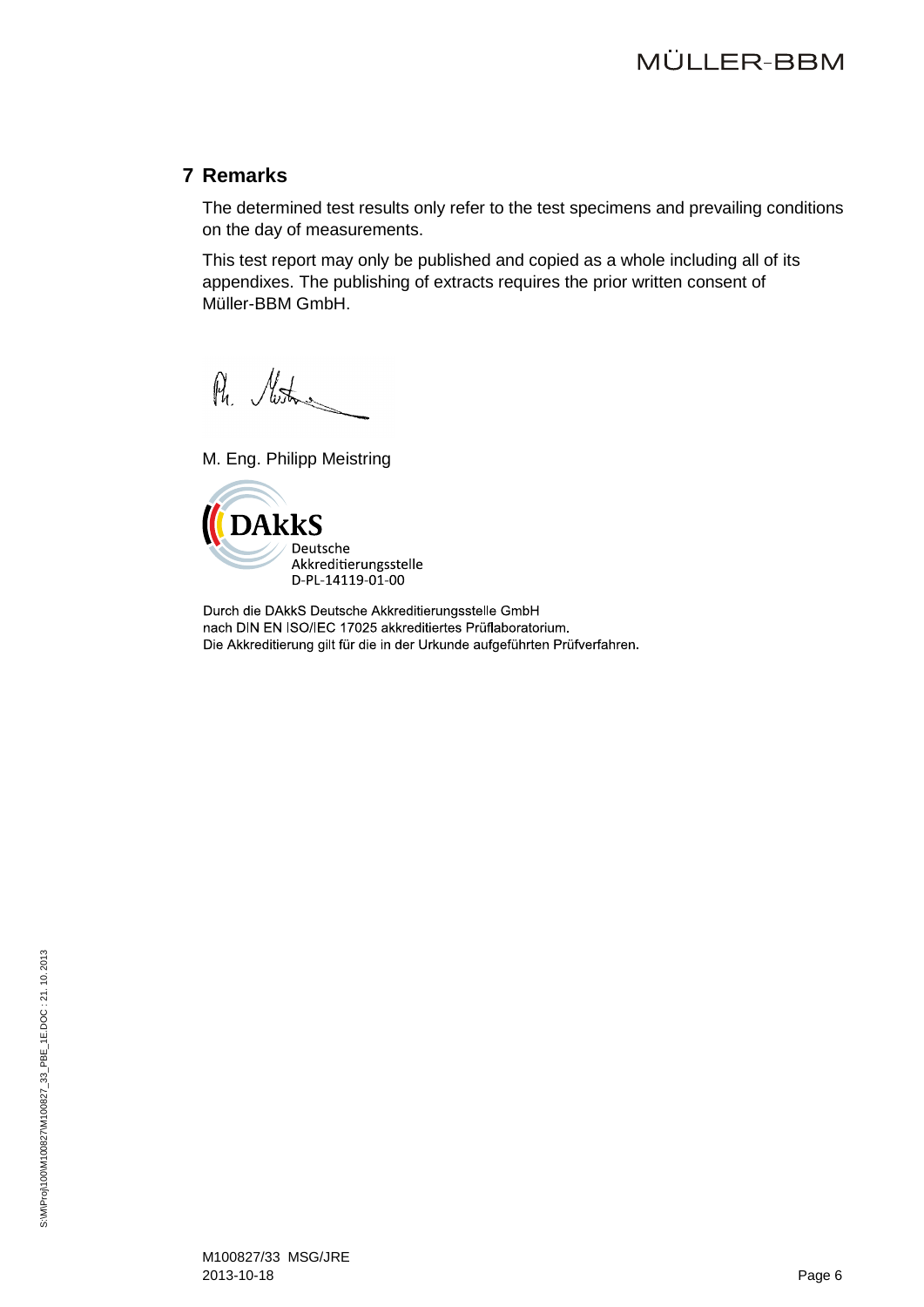## 7 Remarks

The determined test results only refer to the test specimens and prevailing conditions on the day of measurements.

This test report may only be published and copied as a whole including all of its appendixes. The publishing of extracts requires the prior written consent of Müller-BBM GmbH.

M. Eng. Philipp Meistring

DAkkS
Deutsche
Akkreditierungsstelle
D-PL-14119-01-00

Durch die DAkkS Deutsche Akkreditierungsstelle GmbH
nach DIN EN ISO/IEC 17025 akkreditiertes Prüflaboratorium.
Die Akkreditierung gilt für die in der Urkunde aufgeführten Prüfverfahren.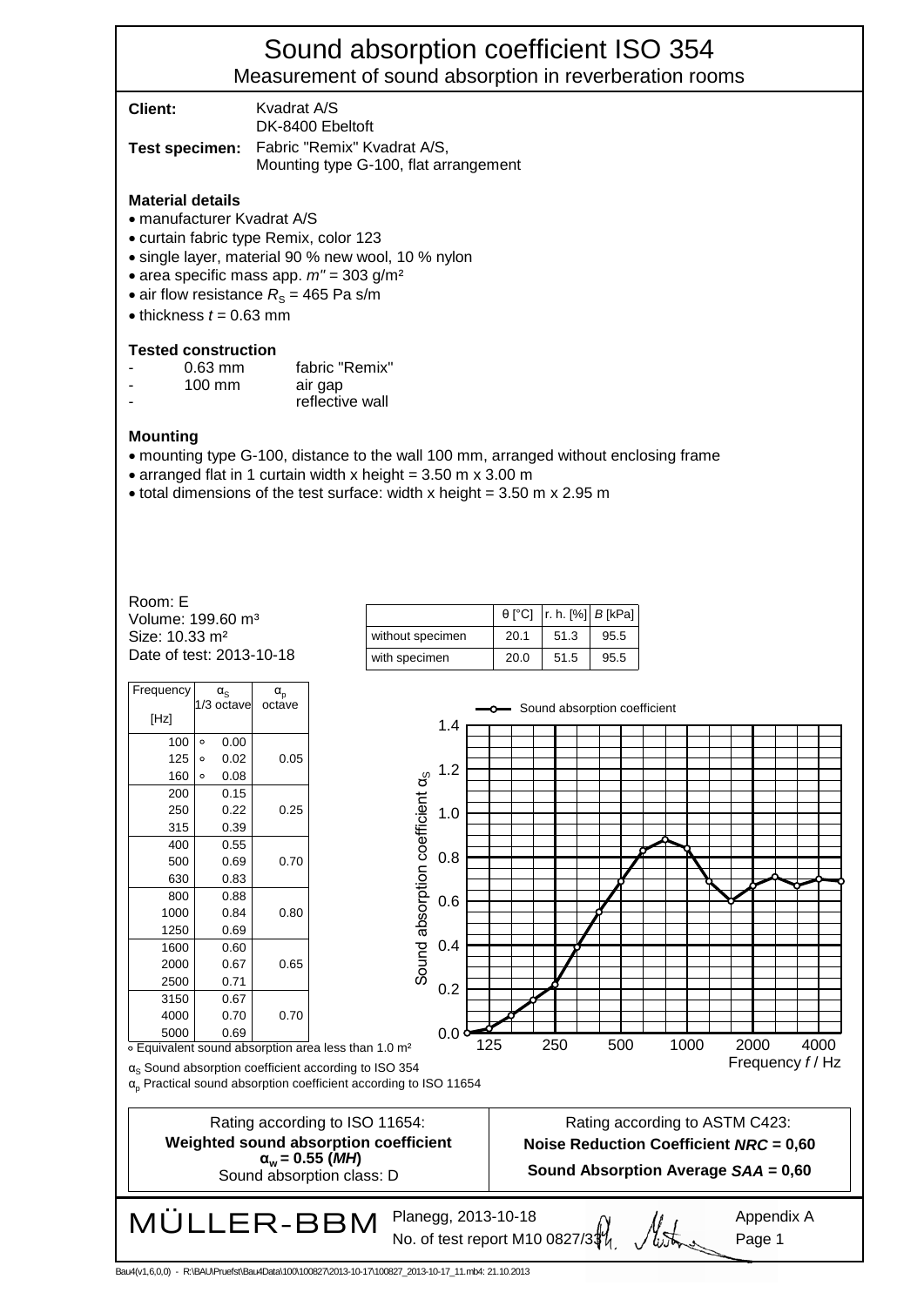# Sound absorption coefficient ISO 354

## Measurement of sound absorption in reverberation rooms

**Client:** Kvadrat A/S
DK-8400 Ebeltoft

**Test specimen:** Fabric "Remix" Kvadrat A/S,
Mounting type G-100, flat arrangement

### Material details

- manufacturer Kvadrat A/S
- curtain fabric type Remix, color 123
- single layer, material 90 % new wool, 10 % nylon
- area specific mass app. $m''$ = 303 g/m²
- air flow resistance $R_S$ = 465 Pa s/m
- thickness $t$ = 0.63 mm

### Tested construction

- 0.63 mm fabric "Remix"
- 100 mm air gap
- reflective wall

### Mounting

- mounting type G-100, distance to the wall 100 mm, arranged without enclosing frame
- arranged flat in 1 curtain width x height = 3.50 m x 3.00 m
- total dimensions of the test surface: width x height = 3.50 m x 2.95 m

Room: E
Volume: 199.60 m³
Size: 10.33 m²
Date of test: 2013-10-18

| | θ [°C] | r. h. [%] | $B$ [kPa] |
|---|---|---|---|
| without specimen | 20.1 | 51.3 | 95.5 |
| with specimen | 20.0 | 51.5 | 95.5 |

| Frequency [Hz] | $\alpha_S$ 1/3 octave | $\alpha_p$ octave |
|---|---|---|
| 100 | ∘ 0.00 | |
| 125 | ∘ 0.02 | 0.05 |
| 160 | ∘ 0.08 | |
| 200 | 0.15 | |
| 250 | 0.22 | 0.25 |
| 315 | 0.39 | |
| 400 | 0.55 | |
| 500 | 0.69 | 0.70 |
| 630 | 0.83 | |
| 800 | 0.88 | |
| 1000 | 0.84 | 0.80 |
| 1250 | 0.69 | |
| 1600 | 0.60 | |
| 2000 | 0.67 | 0.65 |
| 2500 | 0.71 | |
| 3150 | 0.67 | |
| 4000 | 0.70 | 0.70 |
| 5000 | 0.69 | |

∘ Equivalent sound absorption area less than 1.0 m²

$\alpha_S$ Sound absorption coefficient according to ISO 354

$\alpha_p$ Practical sound absorption coefficient according to ISO 11654

| Rating according to ISO 11654: | Rating according to ASTM C423: |
|---|---|
| **Weighted sound absorption coefficient $\alpha_w$ = 0.55 (*MH*)** | **Noise Reduction Coefficient *NRC* = 0,60** |
| Sound absorption class: D | **Sound Absorption Average *SAA* = 0,60** |

MÜLLER-BBM

Planegg, 2013-10-18
No. of test report M10 0827/33

Appendix A
Page 1

Bau4(v1,6,0,0) - R:\BAU\Pruefst\Bau4Data\100\100827\2013-10-17\100827_2013-10-17_11.mb4: 21.10.2013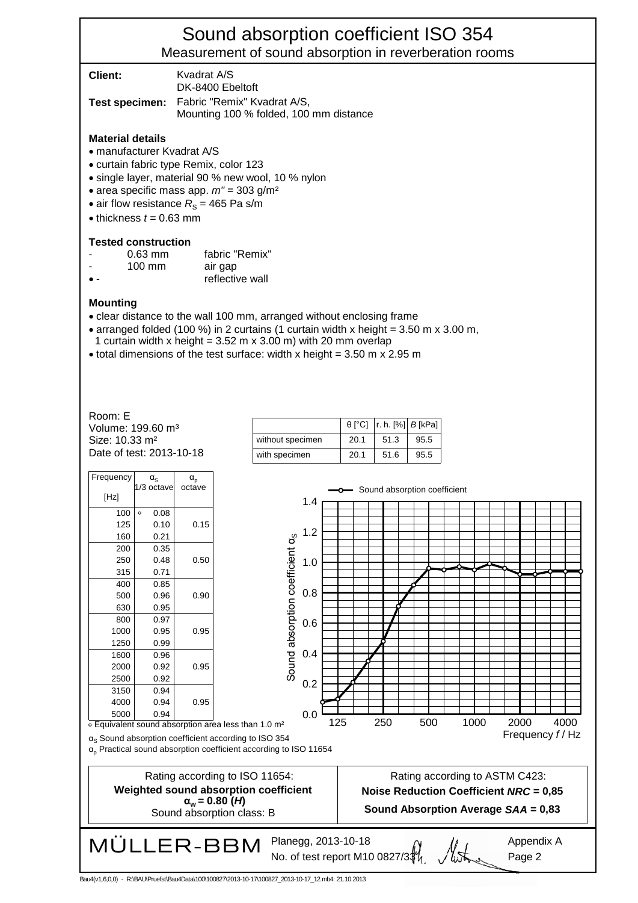# Sound absorption coefficient ISO 354

## Measurement of sound absorption in reverberation rooms

**Client:** Kvadrat A/S
DK-8400 Ebeltoft

**Test specimen:** Fabric "Remix" Kvadrat A/S,
Mounting 100 % folded, 100 mm distance

### Material details

- manufacturer Kvadrat A/S
- curtain fabric type Remix, color 123
- single layer, material 90 % new wool, 10 % nylon
- area specific mass app. $m'' = 303$ g/m²
- air flow resistance $R_S = 465$ Pa s/m
- thickness $t = 0.63$ mm

### Tested construction

- 0.63 mm fabric "Remix"
- 100 mm air gap
- reflective wall

### Mounting

- clear distance to the wall 100 mm, arranged without enclosing frame
- arranged folded (100 %) in 2 curtains (1 curtain width x height = 3.50 m x 3.00 m, 1 curtain width x height = 3.52 m x 3.00 m) with 20 mm overlap
- total dimensions of the test surface: width x height = 3.50 m x 2.95 m

Room: E
Volume: 199.60 m³
Size: 10.33 m²
Date of test: 2013-10-18

| | θ [°C] | r. h. [%] | $B$ [kPa] |
|---|---|---|---|
| without specimen | 20.1 | 51.3 | 95.5 |
| with specimen | 20.1 | 51.6 | 95.5 |

| Frequency [Hz] | $\alpha_S$ 1/3 octave | $\alpha_p$ octave |
|---|---|---|
| 100 | ∘ 0.08 | |
| 125 | 0.10 | 0.15 |
| 160 | 0.21 | |
| 200 | 0.35 | |
| 250 | 0.48 | 0.50 |
| 315 | 0.71 | |
| 400 | 0.85 | |
| 500 | 0.96 | 0.90 |
| 630 | 0.95 | |
| 800 | 0.97 | |
| 1000 | 0.95 | 0.95 |
| 1250 | 0.99 | |
| 1600 | 0.96 | |
| 2000 | 0.92 | 0.95 |
| 2500 | 0.92 | |
| 3150 | 0.94 | |
| 4000 | 0.94 | 0.95 |
| 5000 | 0.94 | |

∘ Equivalent sound absorption area less than 1.0 m²

$\alpha_S$ Sound absorption coefficient according to ISO 354

$\alpha_p$ Practical sound absorption coefficient according to ISO 11654

| Rating according to ISO 11654: | Rating according to ASTM C423: |
|---|---|
| **Weighted sound absorption coefficient $\alpha_w = 0.80$ (*H*)** | **Noise Reduction Coefficient *NRC* = 0,85** |
| Sound absorption class: B | **Sound Absorption Average *SAA* = 0,83** |

MÜLLER-BBM Planegg, 2013-10-18
No. of test report M10 0827/33

Appendix A
Page 2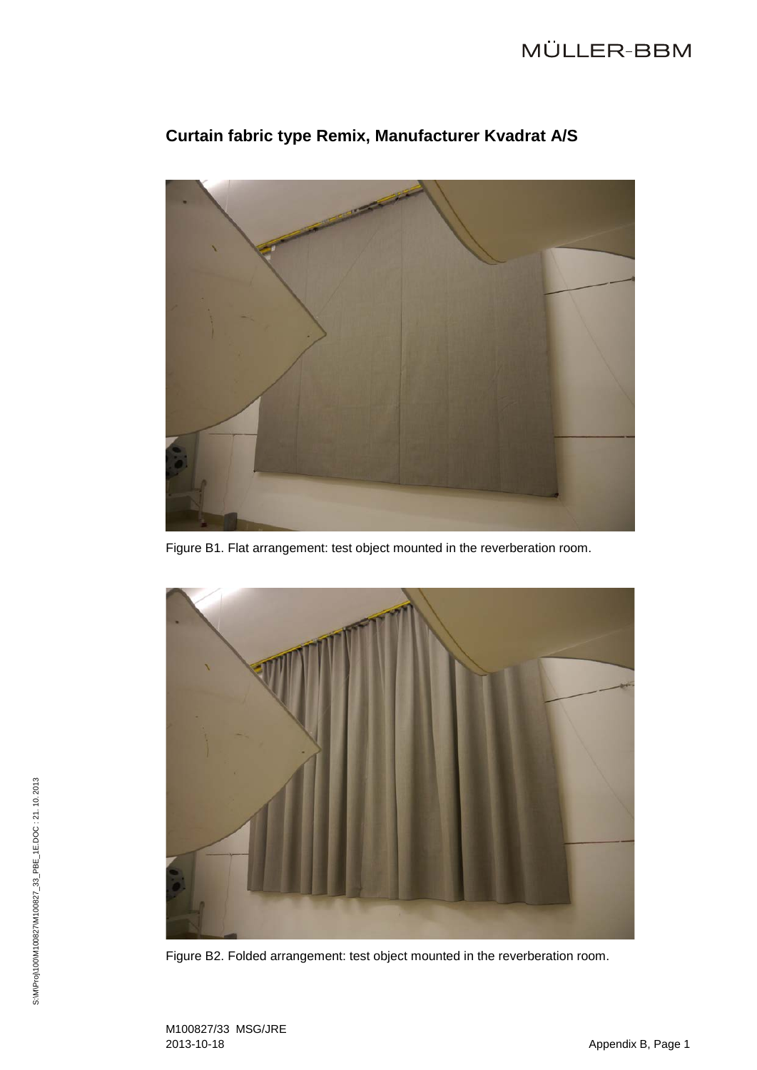## Curtain fabric type Remix, Manufacturer Kvadrat A/S

Figure B1. Flat arrangement: test object mounted in the reverberation room.

Figure B2. Folded arrangement: test object mounted in the reverberation room.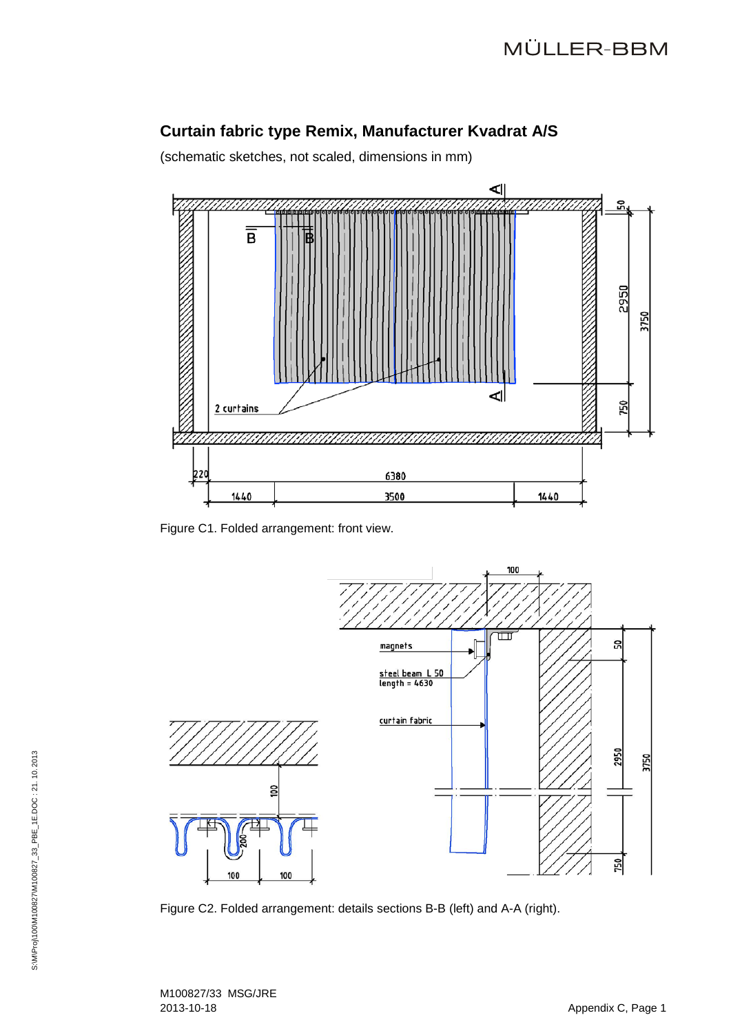## Curtain fabric type Remix, Manufacturer Kvadrat A/S

(schematic sketches, not scaled, dimensions in mm)

Figure C1. Folded arrangement: front view.

Figure C2. Folded arrangement: details sections B-B (left) and A-A (right).

M100827/33 MSG/JRE
2013-10-18

Appendix C, Page 1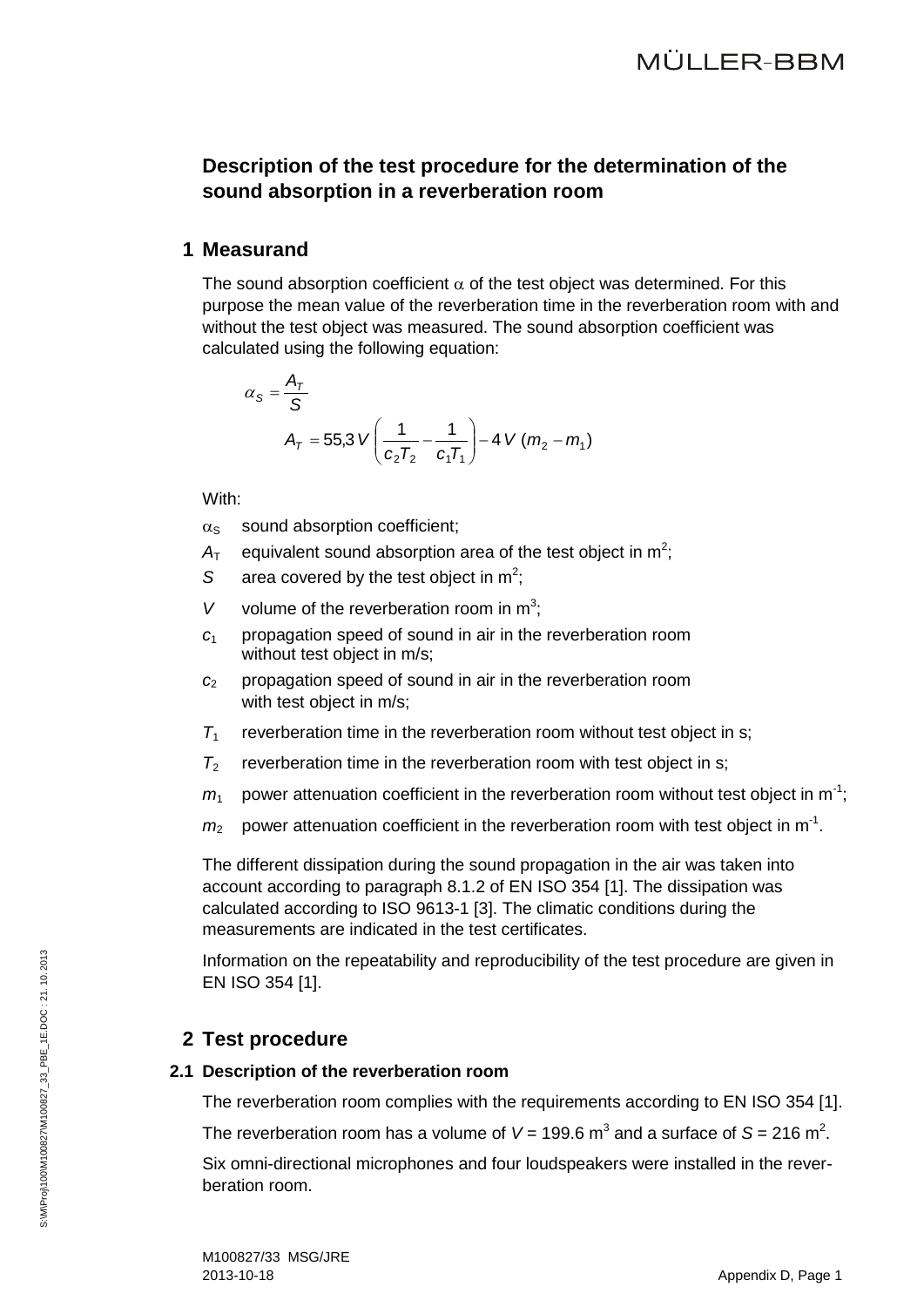# Description of the test procedure for the determination of the sound absorption in a reverberation room

## 1 Measurand

The sound absorption coefficient $\alpha$ of the test object was determined. For this purpose the mean value of the reverberation time in the reverberation room with and without the test object was measured. The sound absorption coefficient was calculated using the following equation:

$$\alpha_S = \frac{A_T}{S}$$

$$A_T = 55{,}3\,V\left(\frac{1}{c_2 T_2} - \frac{1}{c_1 T_1}\right) - 4\,V\,(m_2 - m_1)$$

With:

- $\alpha_S$ sound absorption coefficient;
- $A_T$ equivalent sound absorption area of the test object in $m^2$;
- $S$ area covered by the test object in $m^2$;
- $V$ volume of the reverberation room in $m^3$;
- $c_1$ propagation speed of sound in air in the reverberation room without test object in m/s;
- $c_2$ propagation speed of sound in air in the reverberation room with test object in m/s;
- $T_1$ reverberation time in the reverberation room without test object in s;
- $T_2$ reverberation time in the reverberation room with test object in s;
- $m_1$ power attenuation coefficient in the reverberation room without test object in $m^{-1}$;
- $m_2$ power attenuation coefficient in the reverberation room with test object in $m^{-1}$.

The different dissipation during the sound propagation in the air was taken into account according to paragraph 8.1.2 of EN ISO 354 [1]. The dissipation was calculated according to ISO 9613-1 [3]. The climatic conditions during the measurements are indicated in the test certificates.

Information on the repeatability and reproducibility of the test procedure are given in EN ISO 354 [1].

## 2 Test procedure

### 2.1 Description of the reverberation room

The reverberation room complies with the requirements according to EN ISO 354 [1].

The reverberation room has a volume of $V$ = 199.6 $m^3$ and a surface of $S$ = 216 $m^2$.

Six omni-directional microphones and four loudspeakers were installed in the reverberation room.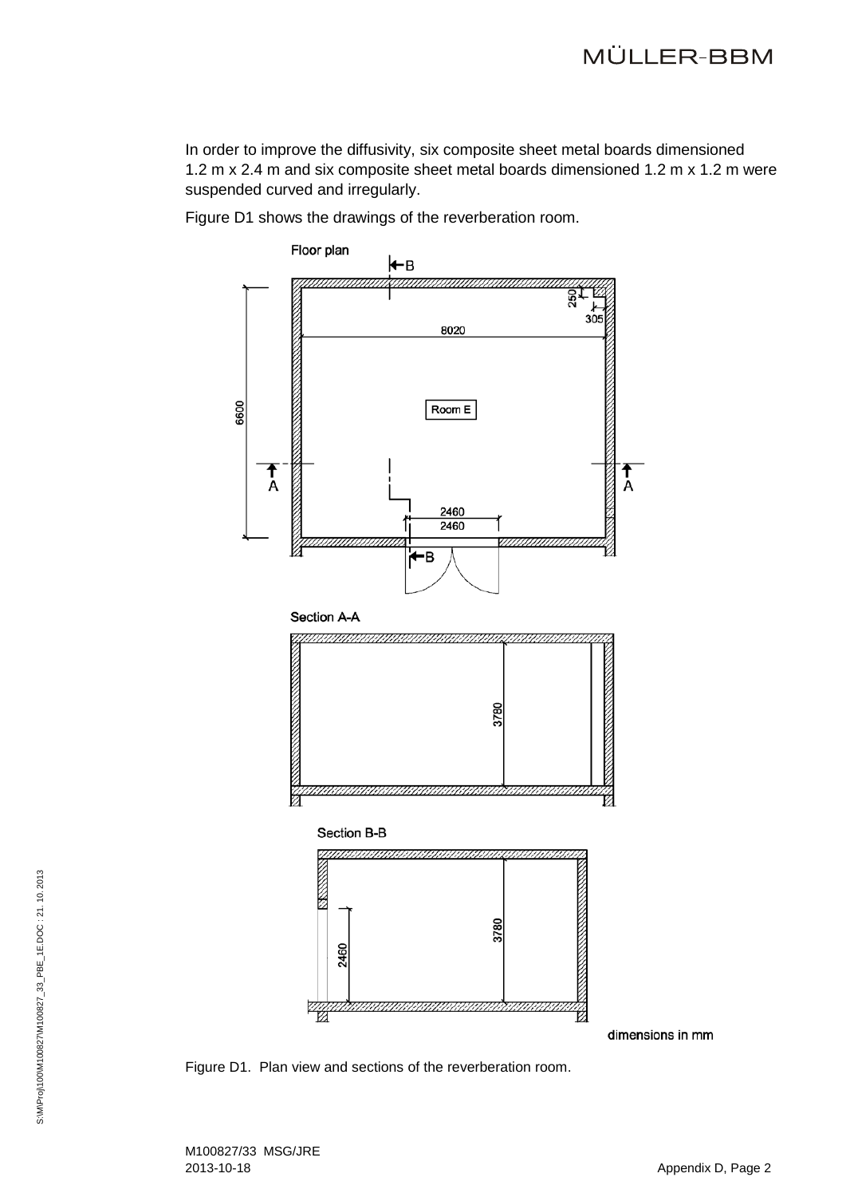In order to improve the diffusivity, six composite sheet metal boards dimensioned 1.2 m x 2.4 m and six composite sheet metal boards dimensioned 1.2 m x 1.2 m were suspended curved and irregularly.

Figure D1 shows the drawings of the reverberation room.

Floor plan

Room E

8020

6600

250

305

2460

2460

Section A-A

3780

Section B-B

3780

2460

dimensions in mm

Figure D1. Plan view and sections of the reverberation room.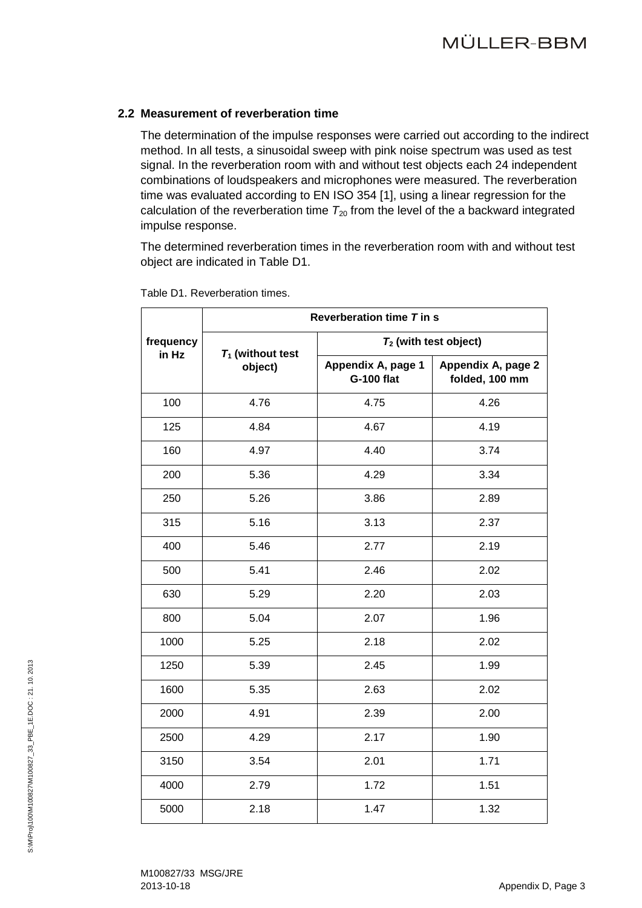## 2.2 Measurement of reverberation time

The determination of the impulse responses were carried out according to the indirect method. In all tests, a sinusoidal sweep with pink noise spectrum was used as test signal. In the reverberation room with and without test objects each 24 independent combinations of loudspeakers and microphones were measured. The reverberation time was evaluated according to EN ISO 354 [1], using a linear regression for the calculation of the reverberation time $T_{20}$ from the level of the a backward integrated impulse response.

The determined reverberation times in the reverberation room with and without test object are indicated in Table D1.

Table D1. Reverberation times.

| frequency in Hz | Reverberation time $T$ in s | | |
|---|---|---|---|
| | $T_1$ (without test object) | $T_2$ (with test object) | |
| | | Appendix A, page 1 G-100 flat | Appendix A, page 2 folded, 100 mm |
| 100 | 4.76 | 4.75 | 4.26 |
| 125 | 4.84 | 4.67 | 4.19 |
| 160 | 4.97 | 4.40 | 3.74 |
| 200 | 5.36 | 4.29 | 3.34 |
| 250 | 5.26 | 3.86 | 2.89 |
| 315 | 5.16 | 3.13 | 2.37 |
| 400 | 5.46 | 2.77 | 2.19 |
| 500 | 5.41 | 2.46 | 2.02 |
| 630 | 5.29 | 2.20 | 2.03 |
| 800 | 5.04 | 2.07 | 1.96 |
| 1000 | 5.25 | 2.18 | 2.02 |
| 1250 | 5.39 | 2.45 | 1.99 |
| 1600 | 5.35 | 2.63 | 2.02 |
| 2000 | 4.91 | 2.39 | 2.00 |
| 2500 | 4.29 | 2.17 | 1.90 |
| 3150 | 3.54 | 2.01 | 1.71 |
| 4000 | 2.79 | 1.72 | 1.51 |
| 5000 | 2.18 | 1.47 | 1.32 |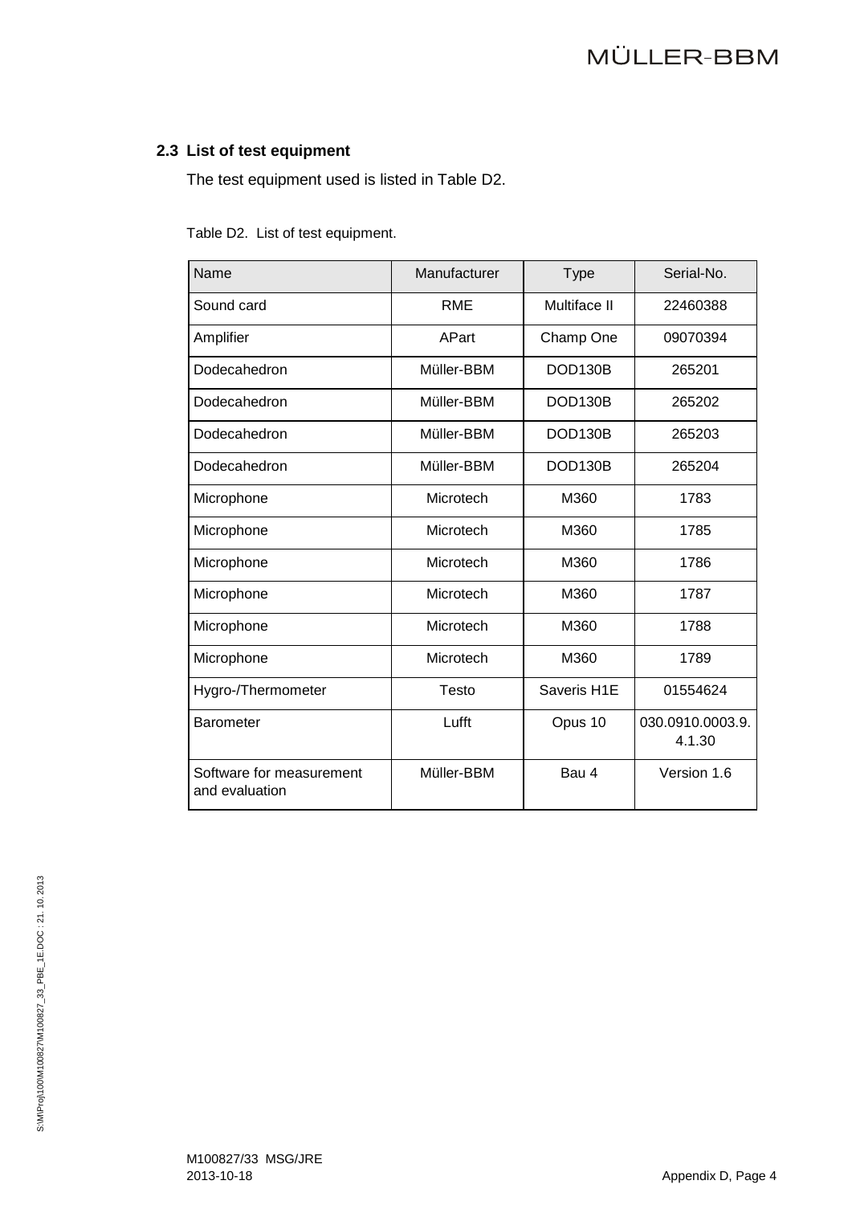## 2.3 List of test equipment

The test equipment used is listed in Table D2.

Table D2. List of test equipment.

| Name | Manufacturer | Type | Serial-No. |
|---|---|---|---|
| Sound card | RME | Multiface II | 22460388 |
| Amplifier | APart | Champ One | 09070394 |
| Dodecahedron | Müller-BBM | DOD130B | 265201 |
| Dodecahedron | Müller-BBM | DOD130B | 265202 |
| Dodecahedron | Müller-BBM | DOD130B | 265203 |
| Dodecahedron | Müller-BBM | DOD130B | 265204 |
| Microphone | Microtech | M360 | 1783 |
| Microphone | Microtech | M360 | 1785 |
| Microphone | Microtech | M360 | 1786 |
| Microphone | Microtech | M360 | 1787 |
| Microphone | Microtech | M360 | 1788 |
| Microphone | Microtech | M360 | 1789 |
| Hygro-/Thermometer | Testo | Saveris H1E | 01554624 |
| Barometer | Lufft | Opus 10 | 030.0910.0003.9.4.1.30 |
| Software for measurement and evaluation | Müller-BBM | Bau 4 | Version 1.6 |